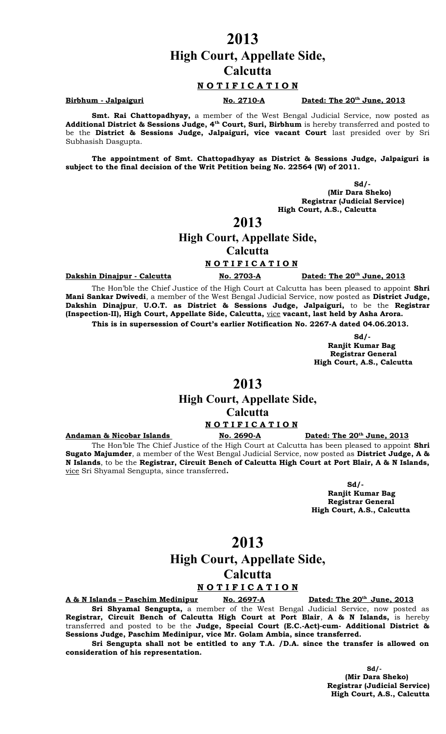# 2013

# High Court, Appellate Side, Calcutta

## NOTIFICATION

**Birbhum - Jalpaiguri** **No. 2710-A** **Dated: The 20th June, 2013**

**Smt. Rai Chattopadhyay,** a member of the West Bengal Judicial Service, now posted as **Additional District & Sessions Judge, 4th Court, Suri, Birbhum** is hereby transferred and posted to be the **District & Sessions Judge, Jalpaiguri, vice vacant Court** last presided over by Sri Subhasish Dasgupta.

**The appointment of Smt. Chattopadhyay as District & Sessions Judge, Jalpaiguri is subject to the final decision of the Writ Petition being No. 22564 (W) of 2011.**

**Sd/-**
**(Mir Dara Sheko)**
**Registrar (Judicial Service)**
**High Court, A.S., Calcutta**

# 2013

# High Court, Appellate Side, Calcutta

## NOTIFICATION

**Dakshin Dinajpur - Calcutta** **No. 2703-A** **Dated: The 20th June, 2013**

The Hon'ble the Chief Justice of the High Court at Calcutta has been pleased to appoint **Shri Mani Sankar Dwivedi**, a member of the West Bengal Judicial Service, now posted as **District Judge, Dakshin Dinajpur**, **U.O.T. as District & Sessions Judge, Jalpaiguri,** to be the **Registrar (Inspection-II), High Court, Appellate Side, Calcutta,** vice **vacant, last held by Asha Arora.**

**This is in supersession of Court's earlier Notification No. 2267-A dated 04.06.2013.**

**Sd/-**
**Ranjit Kumar Bag**
**Registrar General**
**High Court, A.S., Calcutta**

# 2013

# High Court, Appellate Side, Calcutta

## NOTIFICATION

**Andaman & Nicobar Islands** **No. 2690-A** **Dated: The 20th June, 2013**

The Hon'ble The Chief Justice of the High Court at Calcutta has been pleased to appoint **Shri Sugato Majumder**, a member of the West Bengal Judicial Service, now posted as **District Judge, A & N Islands**, to be the **Registrar, Circuit Bench of Calcutta High Court at Port Blair, A & N Islands,** vice Sri Shyamal Sengupta, since transferred**.**

**Sd/-**
**Ranjit Kumar Bag**
**Registrar General**
**High Court, A.S., Calcutta**

# 2013

# High Court, Appellate Side, Calcutta

## NOTIFICATION

**A & N Islands – Paschim Medinipur** **No. 2697-A** **Dated: The 20th June, 2013**

**Sri Shyamal Sengupta,** a member of the West Bengal Judicial Service, now posted as **Registrar, Circuit Bench of Calcutta High Court at Port Blair**, **A & N Islands,** is hereby transferred and posted to be the **Judge, Special Court (E.C.-Act)-cum- Additional District & Sessions Judge, Paschim Medinipur, vice Mr. Golam Ambia, since transferred.**

**Sri Sengupta shall not be entitled to any T.A. /D.A. since the transfer is allowed on consideration of his representation.**

**Sd/-**
**(Mir Dara Sheko)**
**Registrar (Judicial Service)**
**High Court, A.S., Calcutta**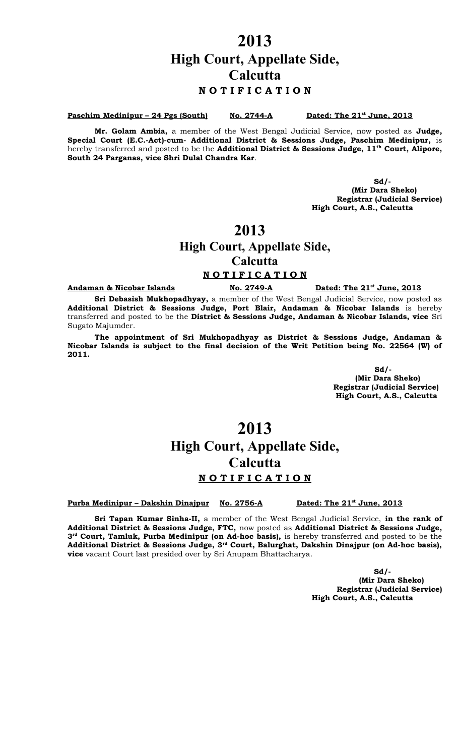# 2013
# High Court, Appellate Side, Calcutta
## N O T I F I C A T I O N

**Paschim Medinipur – 24 Pgs (South)** **No. 2744-A** **Dated: The 21st June, 2013**

**Mr. Golam Ambia,** a member of the West Bengal Judicial Service, now posted as **Judge, Special Court (E.C.-Act)-cum- Additional District & Sessions Judge, Paschim Medinipur,** is hereby transferred and posted to be the **Additional District & Sessions Judge, 11th Court, Alipore, South 24 Parganas, vice Shri Dulal Chandra Kar**.

**Sd/-**
**(Mir Dara Sheko)**
**Registrar (Judicial Service)**
**High Court, A.S., Calcutta**

# 2013
# High Court, Appellate Side, Calcutta
## N O T I F I C A T I O N

**Andaman & Nicobar Islands** **No. 2749-A** **Dated: The 21st June, 2013**

**Sri Debasish Mukhopadhyay,** a member of the West Bengal Judicial Service, now posted as **Additional District & Sessions Judge, Port Blair, Andaman & Nicobar Islands** is hereby transferred and posted to be the **District & Sessions Judge, Andaman & Nicobar Islands, vice** Sri Sugato Majumder.

**The appointment of Sri Mukhopadhyay as District & Sessions Judge, Andaman & Nicobar Islands is subject to the final decision of the Writ Petition being No. 22564 (W) of 2011.**

**Sd/-**
**(Mir Dara Sheko)**
**Registrar (Judicial Service)**
**High Court, A.S., Calcutta**

# 2013
# High Court, Appellate Side, Calcutta
## N O T I F I C A T I O N

**Purba Medinipur – Dakshin Dinajpur** **No. 2756-A** **Dated: The 21st June, 2013**

**Sri Tapan Kumar Sinha-II,** a member of the West Bengal Judicial Service, **in the rank of Additional District & Sessions Judge, FTC,** now posted as **Additional District & Sessions Judge, 3rd Court, Tamluk, Purba Medinipur (on Ad-hoc basis),** is hereby transferred and posted to be the **Additional District & Sessions Judge, 3rd Court, Balurghat, Dakshin Dinajpur (on Ad-hoc basis), vice** vacant Court last presided over by Sri Anupam Bhattacharya.

**Sd/-**
**(Mir Dara Sheko)**
**Registrar (Judicial Service)**
**High Court, A.S., Calcutta**